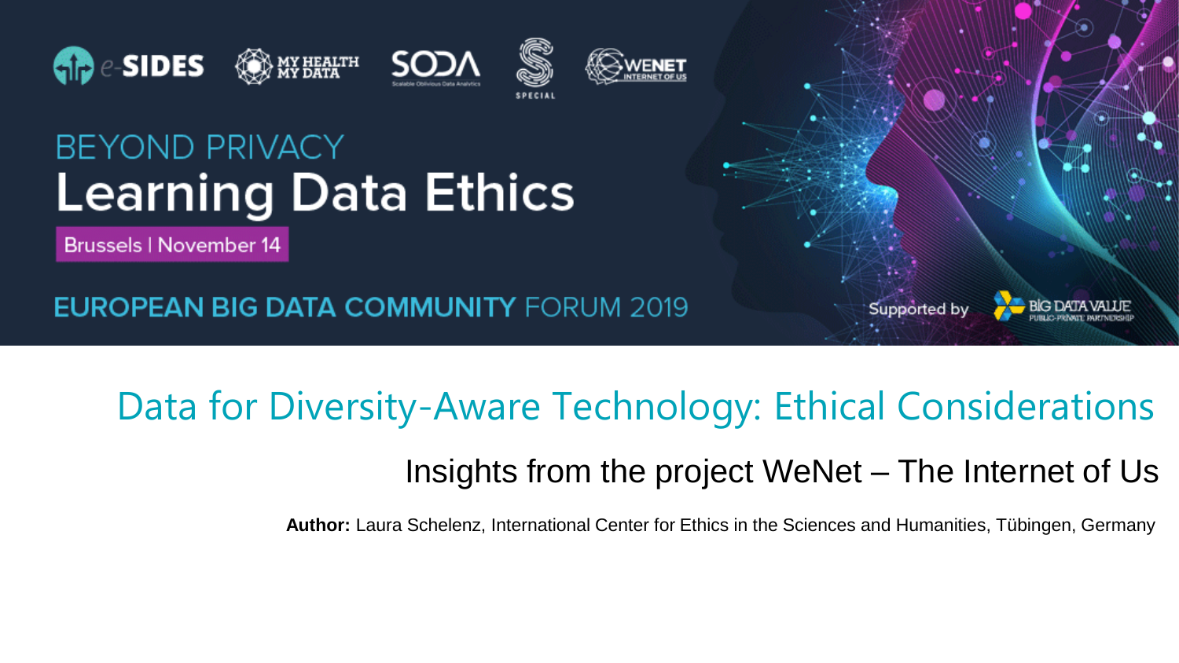BEYOND PRIVACY

# Learning Data Ethics

Brussels | November 14

EUROPEAN BIG DATA COMMUNITY FORUM 2019

Supported by BIG DATA VALUE PUBLIC-PRIVATE PARTNERSHIP

## Data for Diversity-Aware Technology: Ethical Considerations

### Insights from the project WeNet – The Internet of Us

**Author:** Laura Schelenz, International Center for Ethics in the Sciences and Humanities, Tübingen, Germany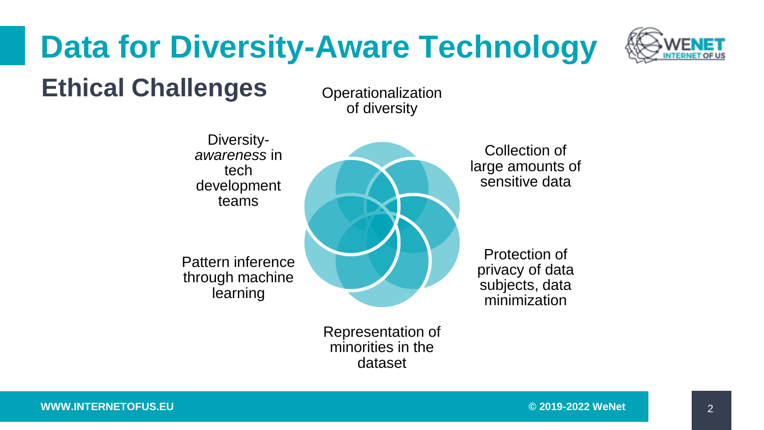# Data for Diversity-Aware Technology

## Ethical Challenges

- Operationalization of diversity
- Collection of large amounts of sensitive data
- Protection of privacy of data subjects, data minimization
- Representation of minorities in the dataset
- Pattern inference through machine learning
- Diversity-*awareness* in tech development teams

WWW.INTERNETOFUS.EU

© 2019-2022 WeNet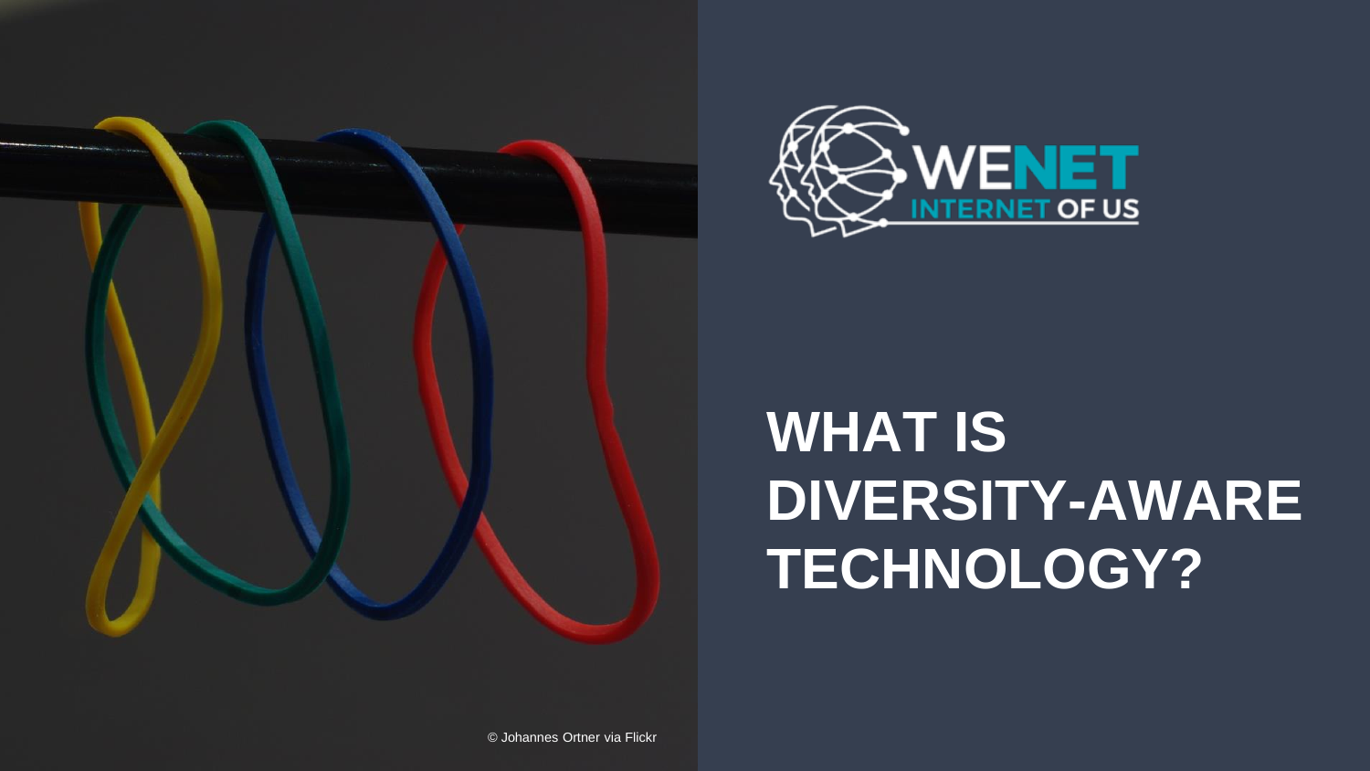WENET INTERNET OF US

# WHAT IS DIVERSITY-AWARE TECHNOLOGY?

© Johannes Ortner via Flickr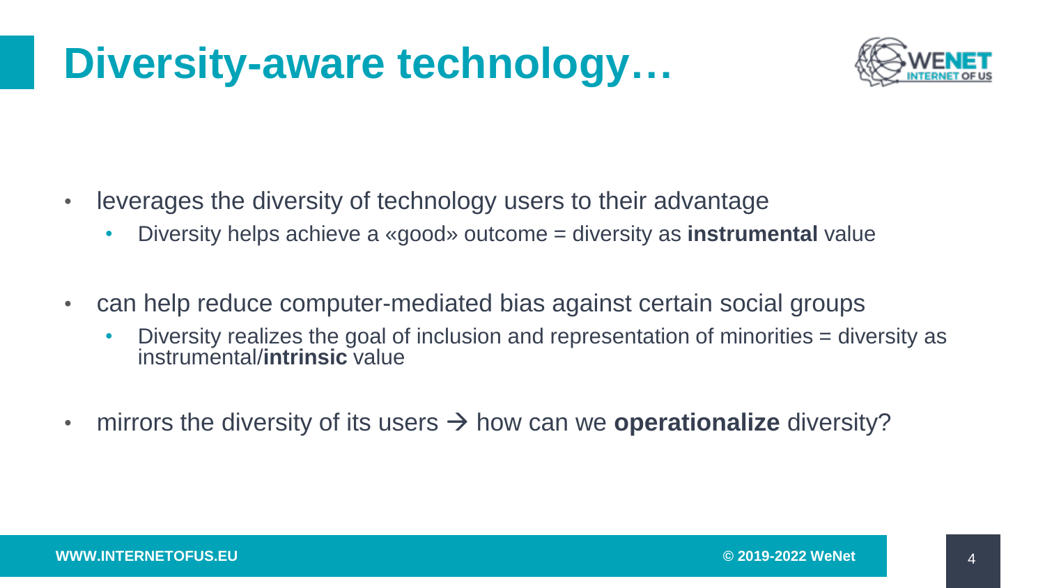# Diversity-aware technology…

- leverages the diversity of technology users to their advantage
  - Diversity helps achieve a «good» outcome = diversity as **instrumental** value

- can help reduce computer-mediated bias against certain social groups
  - Diversity realizes the goal of inclusion and representation of minorities = diversity as instrumental/**intrinsic** value

- mirrors the diversity of its users → how can we **operationalize** diversity?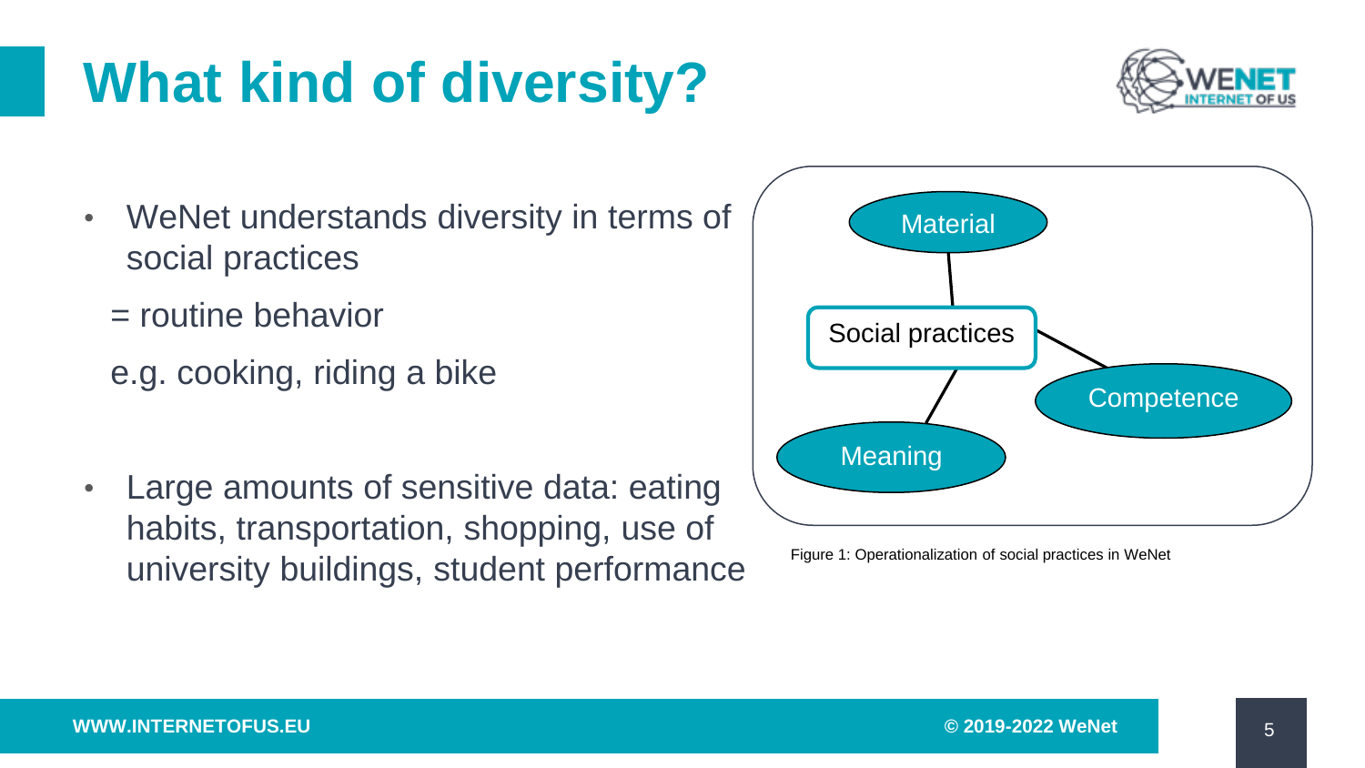# What kind of diversity?

- WeNet understands diversity in terms of social practices

  = routine behavior

  e.g. cooking, riding a bike

- Large amounts of sensitive data: eating habits, transportation, shopping, use of university buildings, student performance

Material

Social practices

Competence

Meaning

Figure 1: Operationalization of social practices in WeNet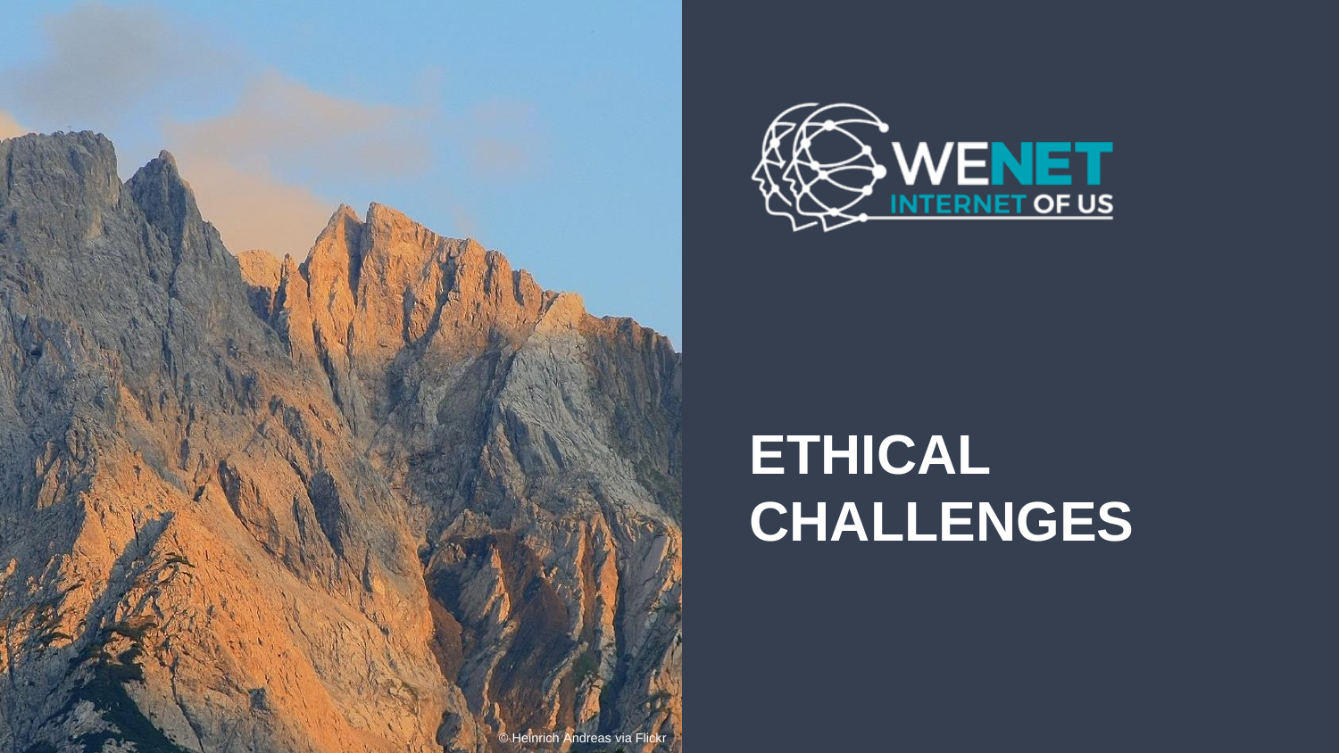WENET

INTERNET OF US

# ETHICAL CHALLENGES

© Heinrich Andreas via Flickr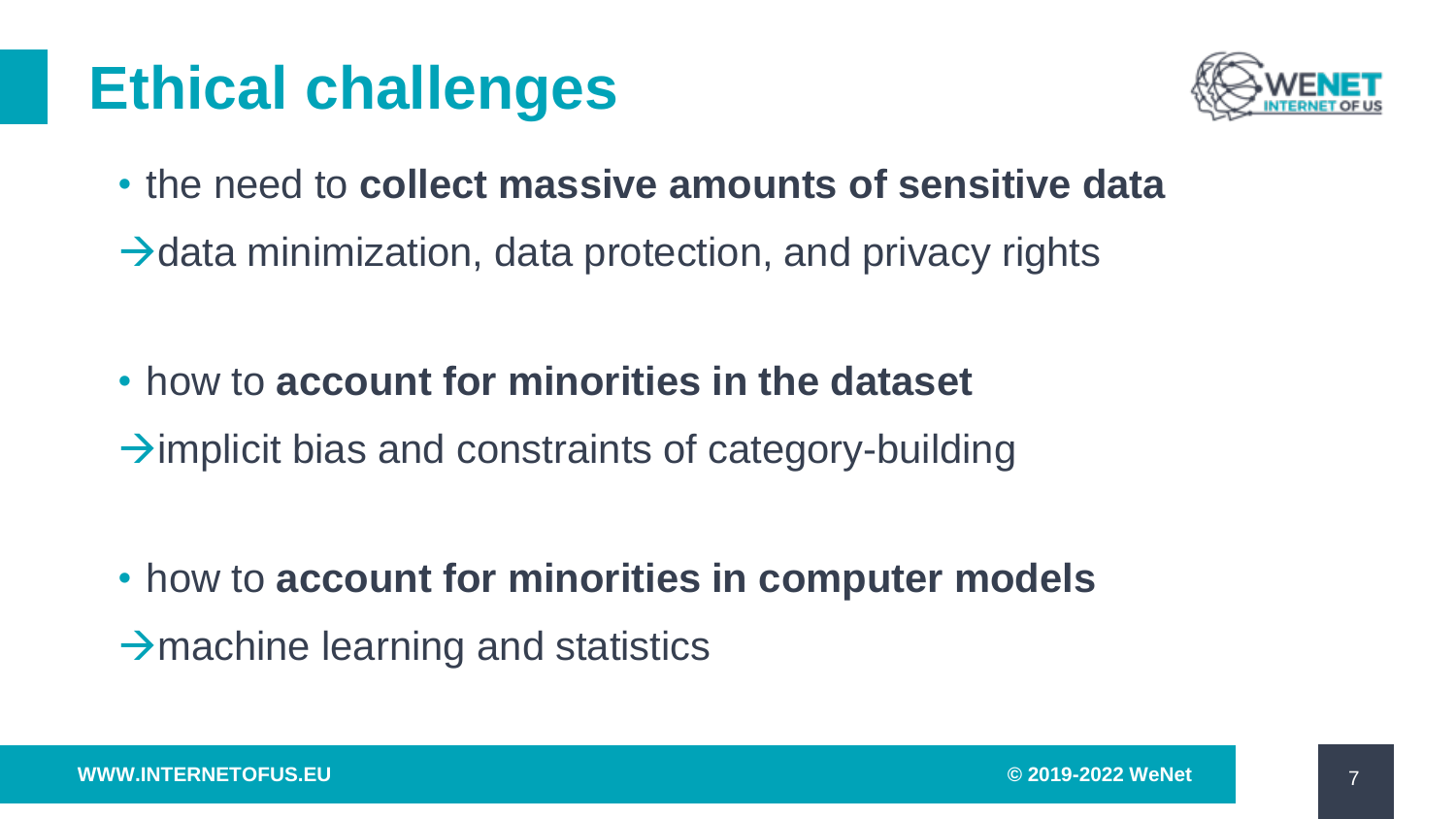# Ethical challenges

- the need to **collect massive amounts of sensitive data**

→data minimization, data protection, and privacy rights

- how to **account for minorities in the dataset**

→implicit bias and constraints of category-building

- how to **account for minorities in computer models**

→machine learning and statistics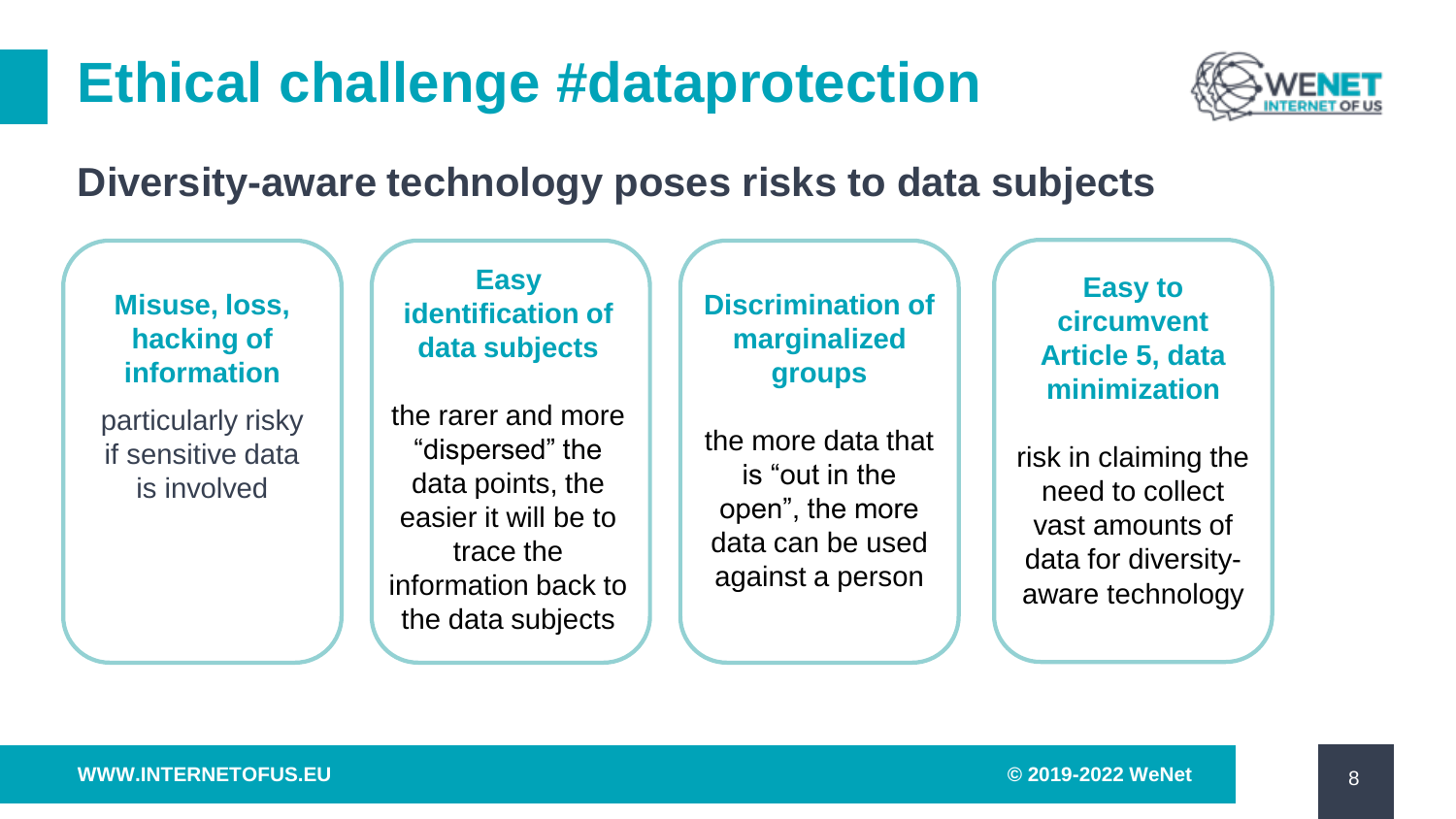# Ethical challenge #dataprotection

## Diversity-aware technology poses risks to data subjects

**Misuse, loss, hacking of information**

particularly risky if sensitive data is involved

**Easy identification of data subjects**

the rarer and more “dispersed” the data points, the easier it will be to trace the information back to the data subjects

**Discrimination of marginalized groups**

the more data that is “out in the open”, the more data can be used against a person

**Easy to circumvent Article 5, data minimization**

risk in claiming the need to collect vast amounts of data for diversity-aware technology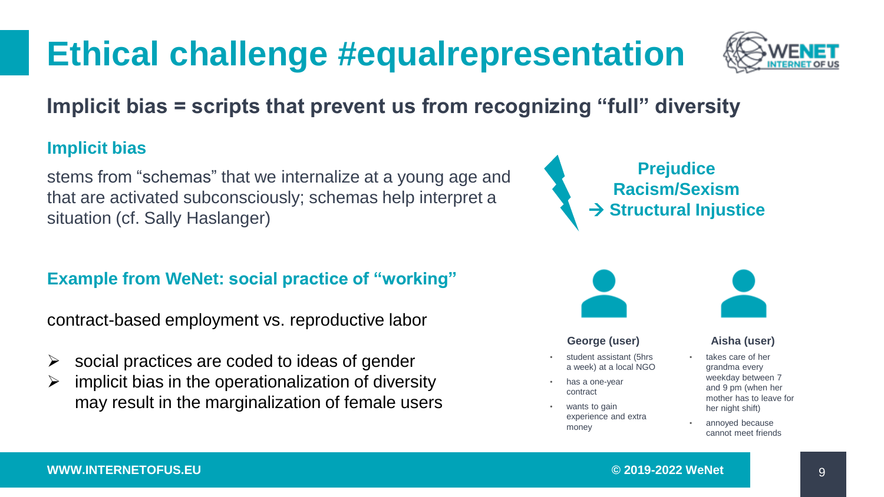# Ethical challenge #equalrepresentation

## Implicit bias = scripts that prevent us from recognizing "full" diversity

### Implicit bias

stems from "schemas" that we internalize at a young age and that are activated subconsciously; schemas help interpret a situation (cf. Sally Haslanger)

**Prejudice**
**Racism/Sexism**
**→ Structural Injustice**

### Example from WeNet: social practice of "working"

contract-based employment vs. reproductive labor

- ➢ social practices are coded to ideas of gender
- ➢ implicit bias in the operationalization of diversity may result in the marginalization of female users

**George (user)**

- student assistant (5hrs a week) at a local NGO
- has a one-year contract
- wants to gain experience and extra money

**Aisha (user)**

- takes care of her grandma every weekday between 7 and 9 pm (when her mother has to leave for her night shift)
- annoyed because cannot meet friends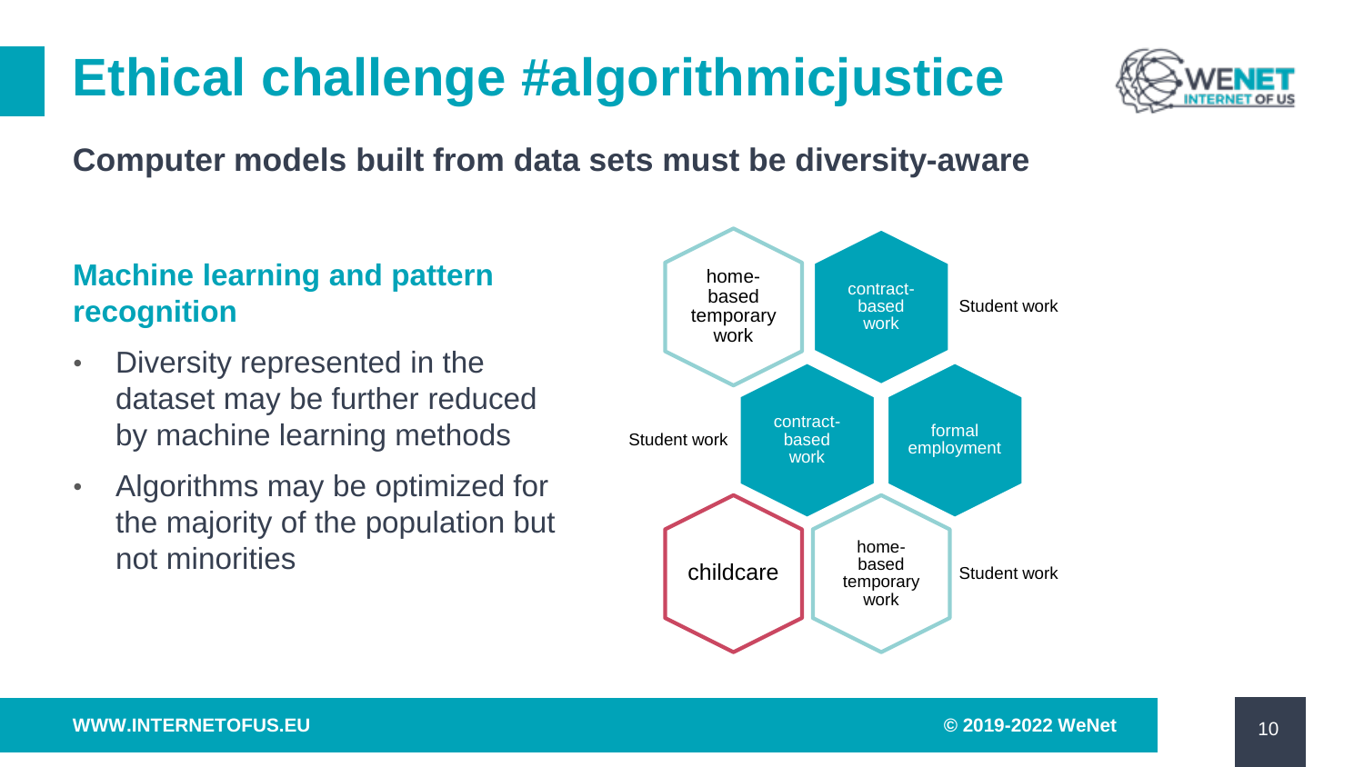# Ethical challenge #algorithmicjustice

**Computer models built from data sets must be diversity-aware**

## Machine learning and pattern recognition

- Diversity represented in the dataset may be further reduced by machine learning methods
- Algorithms may be optimized for the majority of the population but not minorities

home-based temporary work

contract-based work

Student work

Student work

contract-based work

formal employment

childcare

home-based temporary work

Student work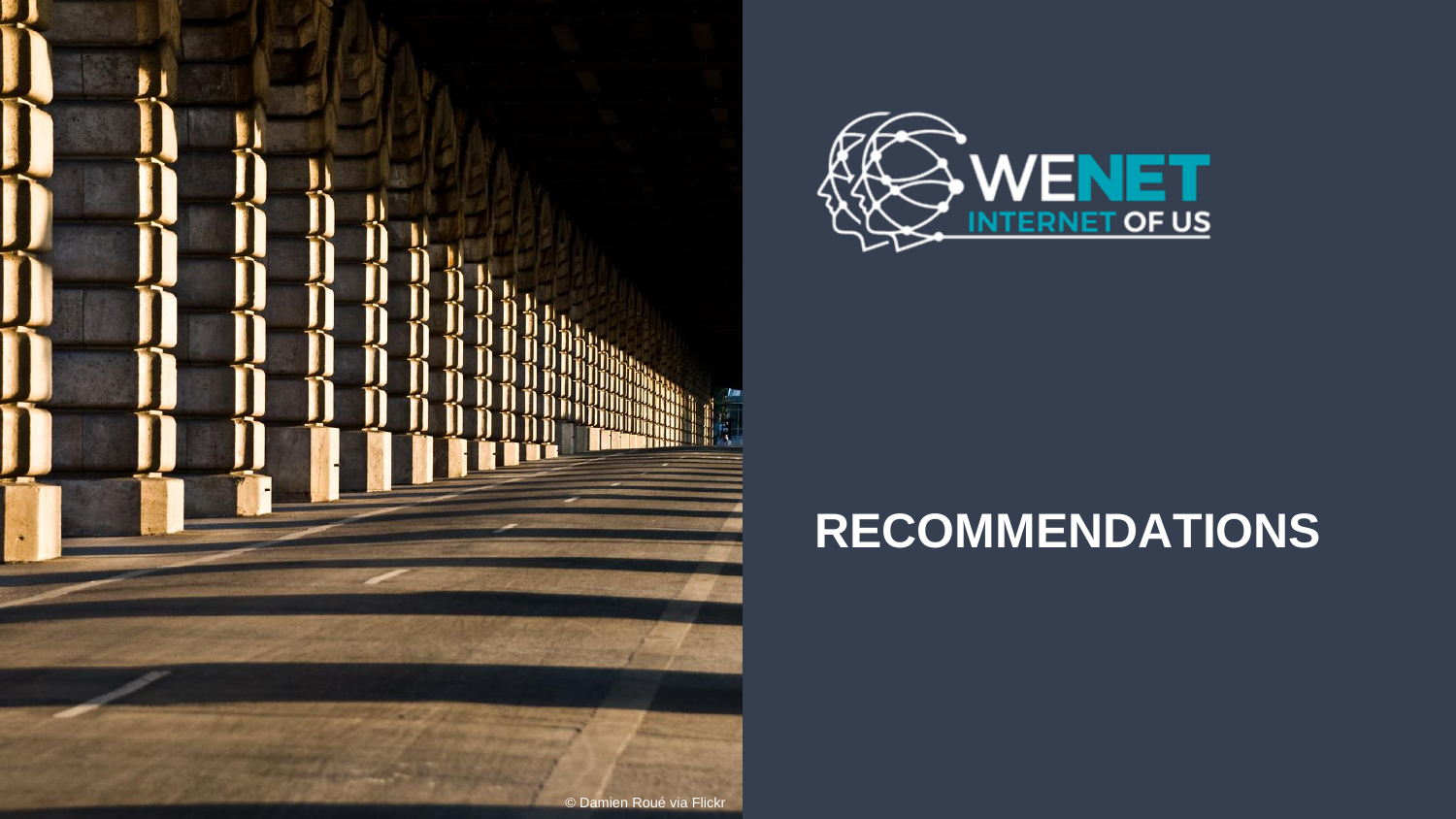© Damien Roué via Flickr

WENET
INTERNET OF US

# RECOMMENDATIONS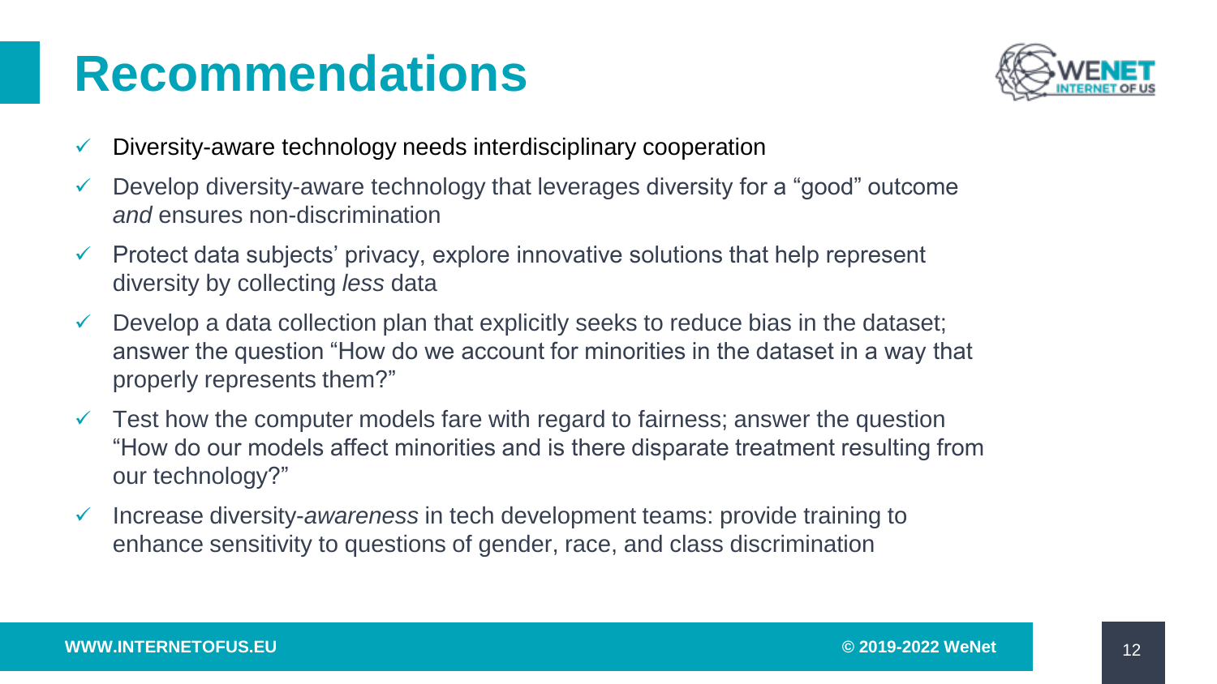# Recommendations

- ✓ Diversity-aware technology needs interdisciplinary cooperation
- ✓ Develop diversity-aware technology that leverages diversity for a “good” outcome *and* ensures non-discrimination
- ✓ Protect data subjects’ privacy, explore innovative solutions that help represent diversity by collecting *less* data
- ✓ Develop a data collection plan that explicitly seeks to reduce bias in the dataset; answer the question “How do we account for minorities in the dataset in a way that properly represents them?”
- ✓ Test how the computer models fare with regard to fairness; answer the question “How do our models affect minorities and is there disparate treatment resulting from our technology?”
- ✓ Increase diversity-*awareness* in tech development teams: provide training to enhance sensitivity to questions of gender, race, and class discrimination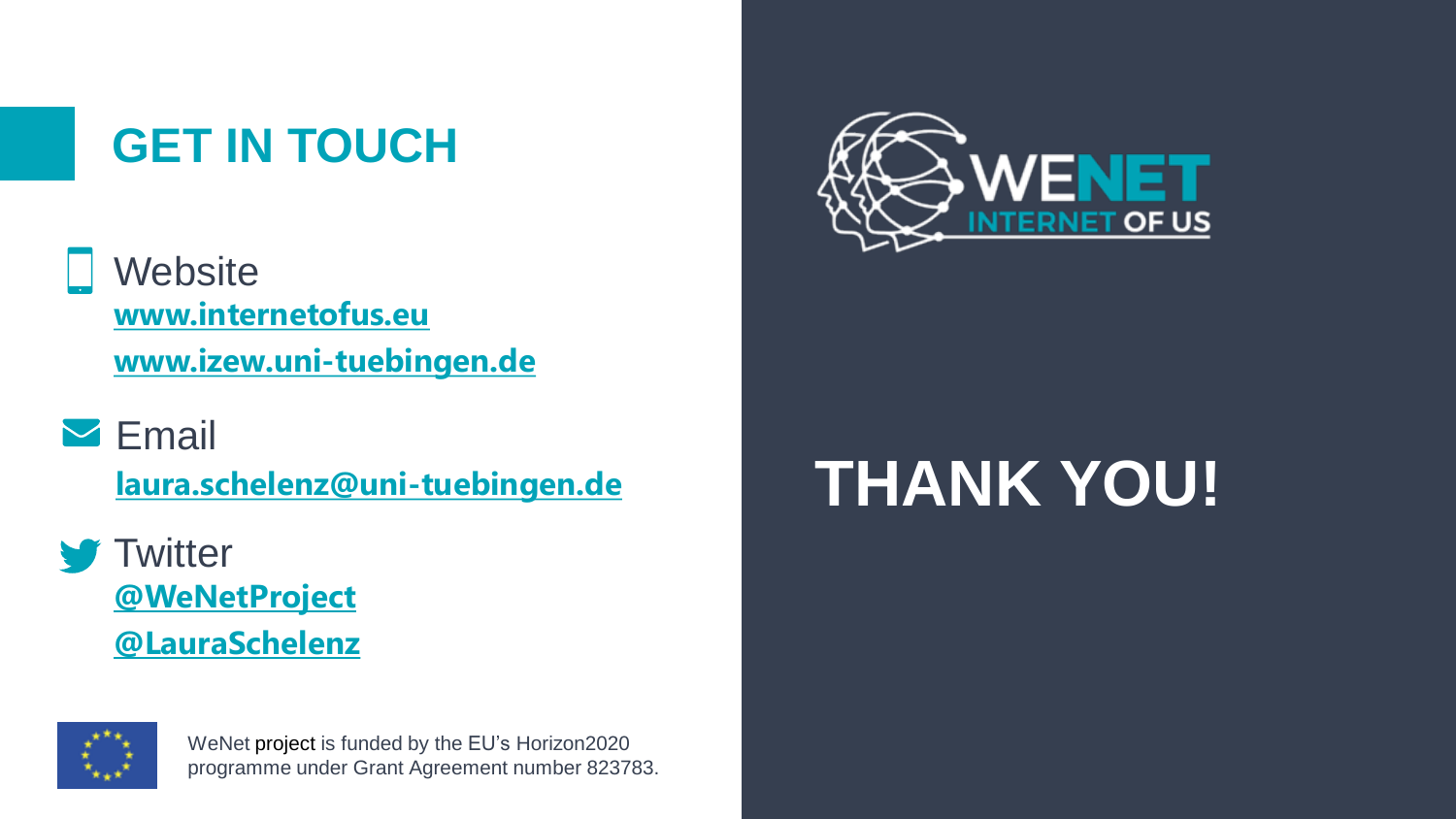# GET IN TOUCH

Website

**www.internetofus.eu**

**www.izew.uni-tuebingen.de**

Email

**laura.schelenz@uni-tuebingen.de**

Twitter

**@WeNetProject**

**@LauraSchelenz**

WeNet project is funded by the EU's Horizon2020 programme under Grant Agreement number 823783.

WENET INTERNET OF US

# THANK YOU!